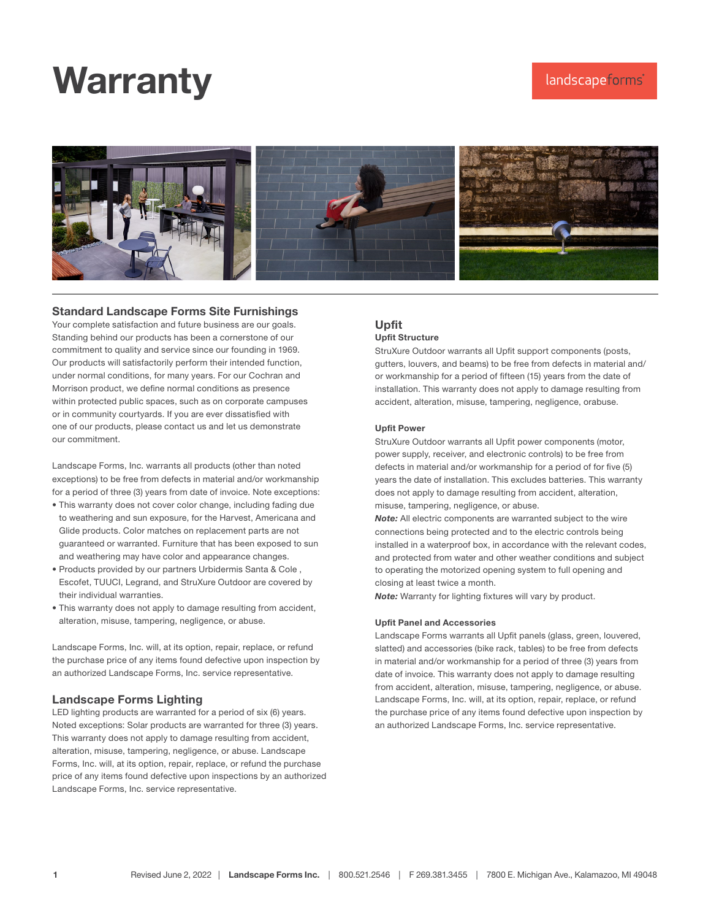# Warranty

landscapeforms

## Standard Landscape Forms Site Furnishings

Your complete satisfaction and future business are our goals. Standing behind our products has been a cornerstone of our commitment to quality and service since our founding in 1969. Our products will satisfactorily perform their intended function, under normal conditions, for many years. For our Cochran and Morrison product, we define normal conditions as presence within protected public spaces, such as on corporate campuses or in community courtyards. If you are ever dissatisfied with one of our products, please contact us and let us demonstrate our commitment.

Landscape Forms, Inc. warrants all products (other than noted exceptions) to be free from defects in material and/or workmanship for a period of three (3) years from date of invoice. Note exceptions:

- This warranty does not cover color change, including fading due to weathering and sun exposure, for the Harvest, Americana and Glide products. Color matches on replacement parts are not guaranteed or warranted. Furniture that has been exposed to sun and weathering may have color and appearance changes.
- Products provided by our partners Urbidermis Santa & Cole , Escofet, TUUCI, Legrand, and StruXure Outdoor are covered by their individual warranties.
- This warranty does not apply to damage resulting from accident, alteration, misuse, tampering, negligence, or abuse.

Landscape Forms, Inc. will, at its option, repair, replace, or refund the purchase price of any items found defective upon inspection by an authorized Landscape Forms, Inc. service representative.

## Landscape Forms Lighting

LED lighting products are warranted for a period of six (6) years. Noted exceptions: Solar products are warranted for three (3) years. This warranty does not apply to damage resulting from accident, alteration, misuse, tampering, negligence, or abuse. Landscape Forms, Inc. will, at its option, repair, replace, or refund the purchase price of any items found defective upon inspections by an authorized Landscape Forms, Inc. service representative.

## Upfit

### Upfit Structure

StruXure Outdoor warrants all Upfit support components (posts, gutters, louvers, and beams) to be free from defects in material and/or workmanship for a period of fifteen (15) years from the date of installation. This warranty does not apply to damage resulting from accident, alteration, misuse, tampering, negligence, orabuse.

### Upfit Power

StruXure Outdoor warrants all Upfit power components (motor, power supply, receiver, and electronic controls) to be free from defects in material and/or workmanship for a period of for five (5) years the date of installation. This excludes batteries. This warranty does not apply to damage resulting from accident, alteration, misuse, tampering, negligence, or abuse.

***Note:*** All electric components are warranted subject to the wire connections being protected and to the electric controls being installed in a waterproof box, in accordance with the relevant codes, and protected from water and other weather conditions and subject to operating the motorized opening system to full opening and closing at least twice a month.

***Note:*** Warranty for lighting fixtures will vary by product.

### Upfit Panel and Accessories

Landscape Forms warrants all Upfit panels (glass, green, louvered, slatted) and accessories (bike rack, tables) to be free from defects in material and/or workmanship for a period of three (3) years from date of invoice. This warranty does not apply to damage resulting from accident, alteration, misuse, tampering, negligence, or abuse. Landscape Forms, Inc. will, at its option, repair, replace, or refund the purchase price of any items found defective upon inspection by an authorized Landscape Forms, Inc. service representative.

Revised June 2, 2022 | **Landscape Forms Inc.** | 800.521.2546 | F 269.381.3455 | 7800 E. Michigan Ave., Kalamazoo, MI 49048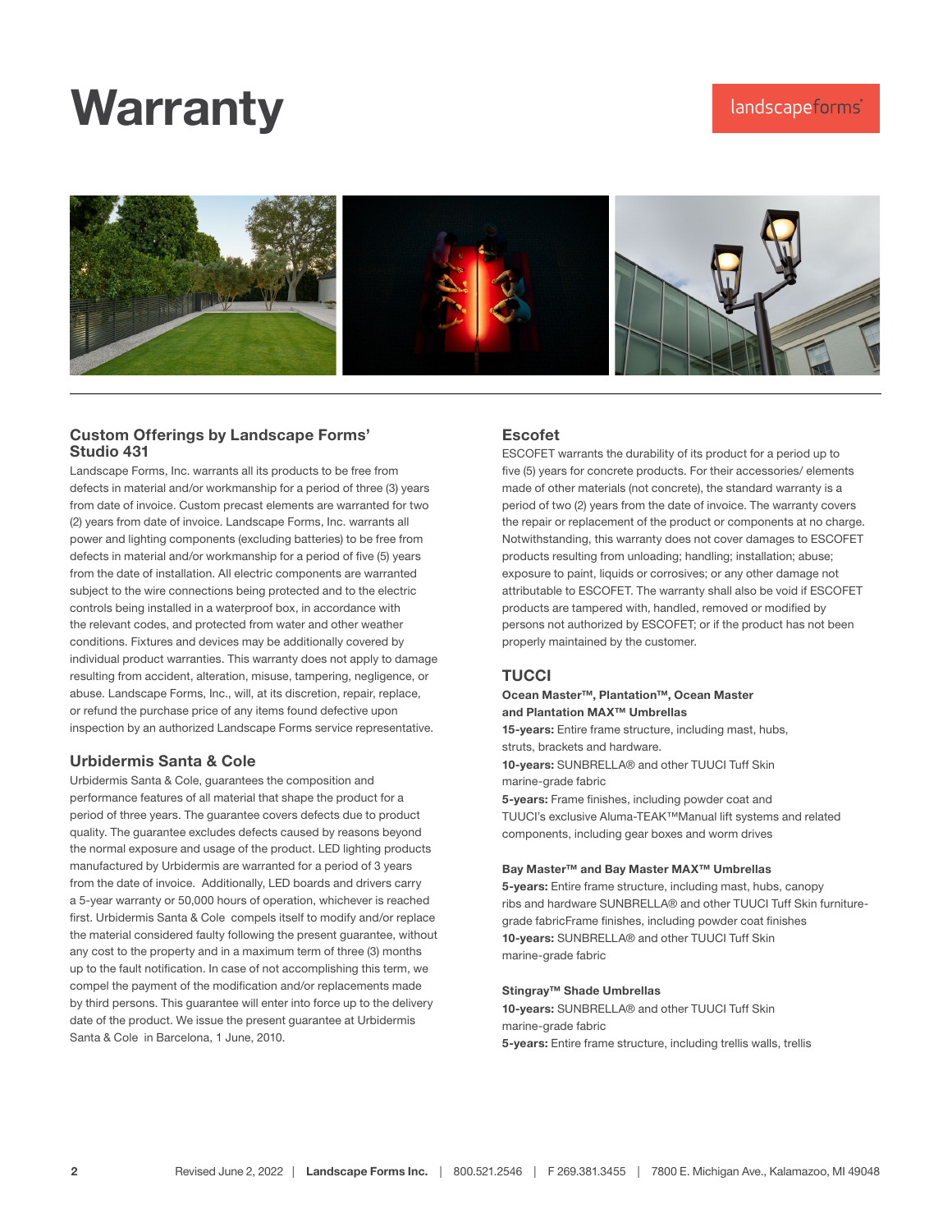# Warranty

## Custom Offerings by Landscape Forms' Studio 431

Landscape Forms, Inc. warrants all its products to be free from defects in material and/or workmanship for a period of three (3) years from date of invoice. Custom precast elements are warranted for two (2) years from date of invoice. Landscape Forms, Inc. warrants all power and lighting components (excluding batteries) to be free from defects in material and/or workmanship for a period of five (5) years from the date of installation. All electric components are warranted subject to the wire connections being protected and to the electric controls being installed in a waterproof box, in accordance with the relevant codes, and protected from water and other weather conditions. Fixtures and devices may be additionally covered by individual product warranties. This warranty does not apply to damage resulting from accident, alteration, misuse, tampering, negligence, or abuse. Landscape Forms, Inc., will, at its discretion, repair, replace, or refund the purchase price of any items found defective upon inspection by an authorized Landscape Forms service representative.

## Urbidermis Santa & Cole

Urbidermis Santa & Cole, guarantees the composition and performance features of all material that shape the product for a period of three years. The guarantee covers defects due to product quality. The guarantee excludes defects caused by reasons beyond the normal exposure and usage of the product. LED lighting products manufactured by Urbidermis are warranted for a period of 3 years from the date of invoice. Additionally, LED boards and drivers carry a 5-year warranty or 50,000 hours of operation, whichever is reached first. Urbidermis Santa & Cole compels itself to modify and/or replace the material considered faulty following the present guarantee, without any cost to the property and in a maximum term of three (3) months up to the fault notification. In case of not accomplishing this term, we compel the payment of the modification and/or replacements made by third persons. This guarantee will enter into force up to the delivery date of the product. We issue the present guarantee at Urbidermis Santa & Cole in Barcelona, 1 June, 2010.

## Escofet

ESCOFET warrants the durability of its product for a period up to five (5) years for concrete products. For their accessories/ elements made of other materials (not concrete), the standard warranty is a period of two (2) years from the date of invoice. The warranty covers the repair or replacement of the product or components at no charge. Notwithstanding, this warranty does not cover damages to ESCOFET products resulting from unloading; handling; installation; abuse; exposure to paint, liquids or corrosives; or any other damage not attributable to ESCOFET. The warranty shall also be void if ESCOFET products are tampered with, handled, removed or modified by persons not authorized by ESCOFET; or if the product has not been properly maintained by the customer.

## TUCCI

**Ocean Master™, Plantation™, Ocean Master and Plantation MAX™ Umbrellas**

**15-years:** Entire frame structure, including mast, hubs, struts, brackets and hardware.

**10-years:** SUNBRELLA® and other TUUCI Tuff Skin marine-grade fabric

**5-years:** Frame finishes, including powder coat and TUUCI's exclusive Aluma-TEAK™Manual lift systems and related components, including gear boxes and worm drives

**Bay Master™ and Bay Master MAX™ Umbrellas**

**5-years:** Entire frame structure, including mast, hubs, canopy ribs and hardware SUNBRELLA® and other TUUCI Tuff Skin furniture-grade fabricFrame finishes, including powder coat finishes

**10-years:** SUNBRELLA® and other TUUCI Tuff Skin marine-grade fabric

**Stingray™ Shade Umbrellas**

**10-years:** SUNBRELLA® and other TUUCI Tuff Skin marine-grade fabric

**5-years:** Entire frame structure, including trellis walls, trellis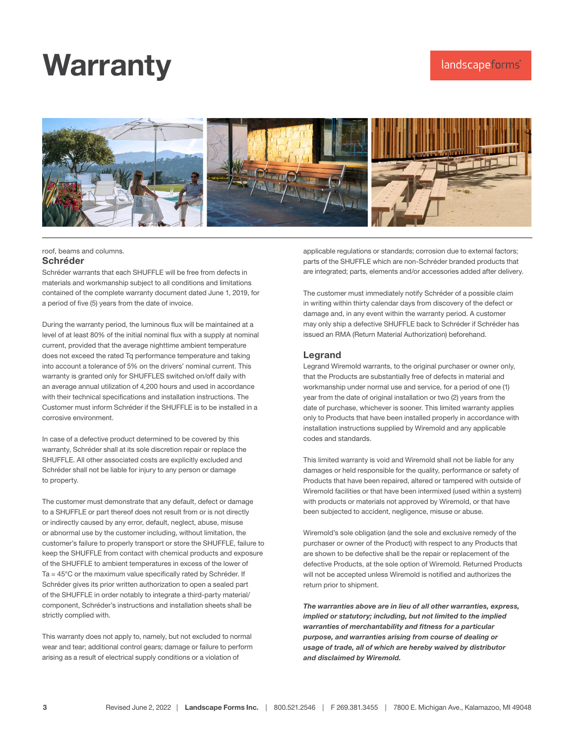# Warranty

landscapeforms®

roof, beams and columns.

## Schréder

Schréder warrants that each SHUFFLE will be free from defects in materials and workmanship subject to all conditions and limitations contained of the complete warranty document dated June 1, 2019, for a period of five (5) years from the date of invoice.

During the warranty period, the luminous flux will be maintained at a level of at least 80% of the initial nominal flux with a supply at nominal current, provided that the average nighttime ambient temperature does not exceed the rated Tq performance temperature and taking into account a tolerance of 5% on the drivers' nominal current. This warranty is granted only for SHUFFLES switched on/off daily with an average annual utilization of 4,200 hours and used in accordance with their technical specifications and installation instructions. The Customer must inform Schréder if the SHUFFLE is to be installed in a corrosive environment.

In case of a defective product determined to be covered by this warranty, Schréder shall at its sole discretion repair or replace the SHUFFLE. All other associated costs are explicitly excluded and Schréder shall not be liable for injury to any person or damage to property.

The customer must demonstrate that any default, defect or damage to a SHUFFLE or part thereof does not result from or is not directly or indirectly caused by any error, default, neglect, abuse, misuse or abnormal use by the customer including, without limitation, the customer's failure to properly transport or store the SHUFFLE, failure to keep the SHUFFLE from contact with chemical products and exposure of the SHUFFLE to ambient temperatures in excess of the lower of Ta = 45°C or the maximum value specifically rated by Schréder. If Schréder gives its prior written authorization to open a sealed part of the SHUFFLE in order notably to integrate a third-party material/component, Schréder's instructions and installation sheets shall be strictly complied with.

This warranty does not apply to, namely, but not excluded to normal wear and tear; additional control gears; damage or failure to perform arising as a result of electrical supply conditions or a violation of applicable regulations or standards; corrosion due to external factors; parts of the SHUFFLE which are non-Schréder branded products that are integrated; parts, elements and/or accessories added after delivery.

The customer must immediately notify Schréder of a possible claim in writing within thirty calendar days from discovery of the defect or damage and, in any event within the warranty period. A customer may only ship a defective SHUFFLE back to Schréder if Schréder has issued an RMA (Return Material Authorization) beforehand.

## Legrand

Legrand Wiremold warrants, to the original purchaser or owner only, that the Products are substantially free of defects in material and workmanship under normal use and service, for a period of one (1) year from the date of original installation or two (2) years from the date of purchase, whichever is sooner. This limited warranty applies only to Products that have been installed properly in accordance with installation instructions supplied by Wiremold and any applicable codes and standards.

This limited warranty is void and Wiremold shall not be liable for any damages or held responsible for the quality, performance or safety of Products that have been repaired, altered or tampered with outside of Wiremold facilities or that have been intermixed (used within a system) with products or materials not approved by Wiremold, or that have been subjected to accident, negligence, misuse or abuse.

Wiremold's sole obligation (and the sole and exclusive remedy of the purchaser or owner of the Product) with respect to any Products that are shown to be defective shall be the repair or replacement of the defective Products, at the sole option of Wiremold. Returned Products will not be accepted unless Wiremold is notified and authorizes the return prior to shipment.

***The warranties above are in lieu of all other warranties, express, implied or statutory; including, but not limited to the implied warranties of merchantability and fitness for a particular purpose, and warranties arising from course of dealing or usage of trade, all of which are hereby waived by distributor and disclaimed by Wiremold.***

Revised June 2, 2022 | **Landscape Forms Inc.** | 800.521.2546 | F 269.381.3455 | 7800 E. Michigan Ave., Kalamazoo, MI 49048